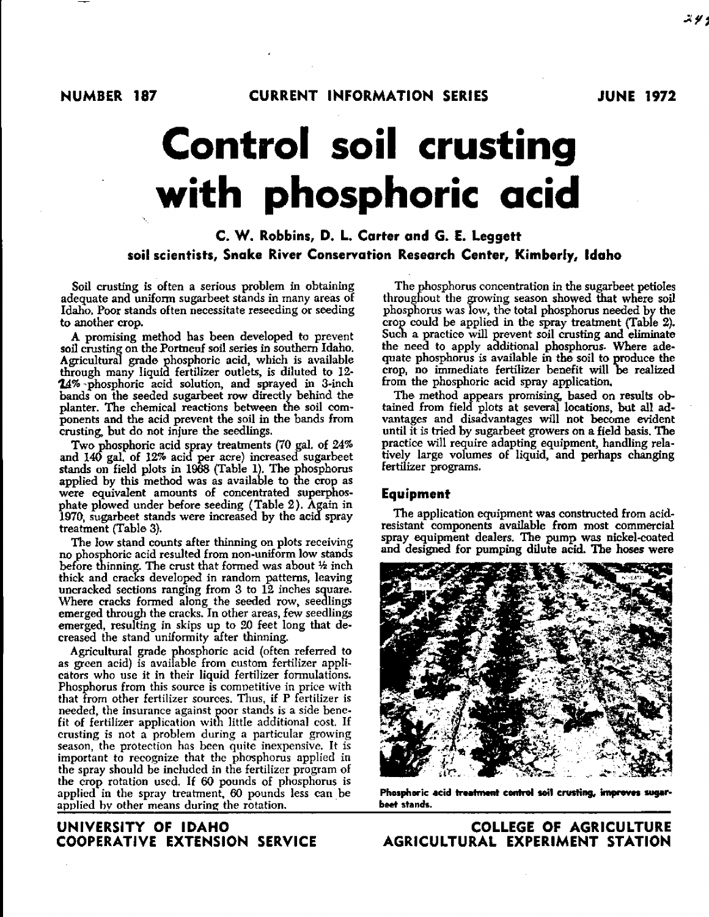NUMBER 187 CURRENT INFORMATION SERIES JUNE 1972

# Control soil crusting with phosphoric acid

**C. W. Robbins, D. L. Carter and G. E. Leggett**
**soil scientists, Snake River Conservation Research Center, Kimberly, Idaho**

Soil crusting is often a serious problem in obtaining adequate and uniform sugarbeet stands in many areas of Idaho. Poor stands often necessitate reseeding or seeding to another crop.

A promising method has been developed to prevent soil crusting on the Portneuf soil series in southern Idaho. Agricultural grade phosphoric acid, which is available through many liquid fertilizer outlets, is diluted to 12-14% phosphoric acid solution, and sprayed in 3-inch bands on the seeded sugarbeet row directly behind the planter. The chemical reactions between the soil components and the acid prevent the soil in the bands from crusting, but do not injure the seedlings.

Two phosphoric acid spray treatments (70 gal. of 24% and 140 gal. of 12% acid per acre) increased sugarbeet stands on field plots in 1968 (Table 1). The phosphorus applied by this method was as available to the crop as were equivalent amounts of concentrated superphosphate plowed under before seeding (Table 2). Again in 1970, sugarbeet stands were increased by the acid spray treatment (Table 3).

The low stand counts after thinning on plots receiving no phosphoric acid resulted from non-uniform low stands before thinning. The crust that formed was about ½ inch thick and cracks developed in random patterns, leaving uncracked sections ranging from 3 to 12 inches square. Where cracks formed along the seeded row, seedlings emerged through the cracks. In other areas, few seedlings emerged, resulting in skips up to 20 feet long that decreased the stand uniformity after thinning.

Agricultural grade phosphoric acid (often referred to as green acid) is available from custom fertilizer applicators who use it in their liquid fertilizer formulations. Phosphorus from this source is competitive in price with that from other fertilizer sources. Thus, if P fertilizer is needed, the insurance against poor stands is a side benefit of fertilizer application with little additional cost. If crusting is not a problem during a particular growing season, the protection has been quite inexpensive. It is important to recognize that the phosphorus applied in the spray should be included in the fertilizer program of the crop rotation used. If 60 pounds of phosphorus is applied in the spray treatment, 60 pounds less can be applied by other means during the rotation.

The phosphorus concentration in the sugarbeet petioles throughout the growing season showed that where soil phosphorus was low, the total phosphorus needed by the crop could be applied in the spray treatment (Table 2). Such a practice will prevent soil crusting and eliminate the need to apply additional phosphorus. Where adequate phosphorus is available in the soil to produce the crop, no immediate fertilizer benefit will be realized from the phosphoric acid spray application.

The method appears promising, based on results obtained from field plots at several locations, but all advantages and disadvantages will not become evident until it is tried by sugarbeet growers on a field basis. The practice will require adapting equipment, handling relatively large volumes of liquid, and perhaps changing fertilizer programs.

## Equipment

The application equipment was constructed from acid-resistant components available from most commercial spray equipment dealers. The pump was nickel-coated and designed for pumping dilute acid. The hoses were

**Phosphoric acid treatment control soil crusting, improves sugarbeet stands.**

UNIVERSITY OF IDAHO COOPERATIVE EXTENSION SERVICE

COLLEGE OF AGRICULTURE AGRICULTURAL EXPERIMENT STATION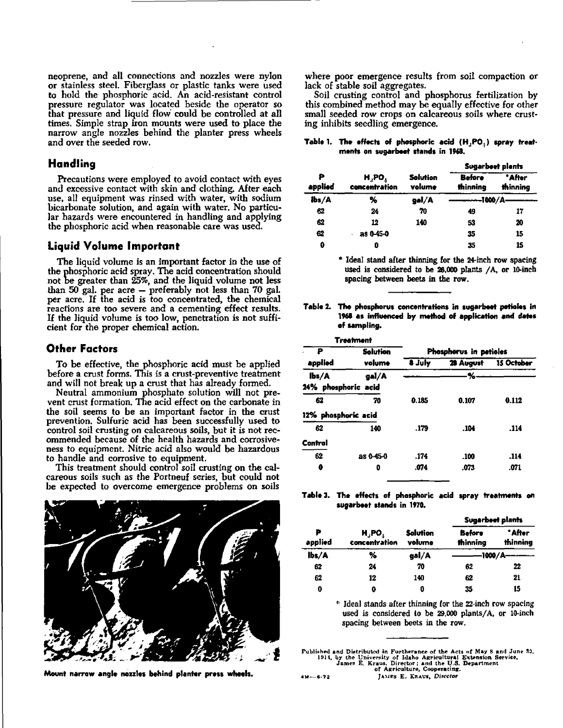neoprene, and all connections and nozzles were nylon or stainless steel. Fiberglass or plastic tanks were used to hold the phosphoric acid. An acid-resistant control pressure regulator was located beside the operator so that pressure and liquid flow could be controlled at all times. Simple strap iron mounts were used to place the narrow angle nozzles behind the planter press wheels and over the seeded row.

## Handling

Precautions were employed to avoid contact with eyes and excessive contact with skin and clothing. After each use, all equipment was rinsed with water, with sodium bicarbonate solution, and again with water. No particular hazards were encountered in handling and applying the phosphoric acid when reasonable care was used.

## Liquid Volume Important

The liquid volume is an important factor in the use of the phosphoric acid spray. The acid concentration should not be greater than 25%, and the liquid volume not less than 50 gal. per acre — preferably not less than 70 gal. per acre. If the acid is too concentrated, the chemical reactions are too severe and a cementing effect results. If the liquid volume is too low, penetration is not sufficient for the proper chemical action.

## Other Factors

To be effective, the phosphoric acid must be applied before a crust forms. This is a crust-preventive treatment and will not break up a crust that has already formed.

Neutral ammonium phosphate solution will not prevent crust formation. The acid effect on the carbonate in the soil seems to be an important factor in the crust prevention. Sulfuric acid has been successfully used to control soil crusting on calcareous soils, but it is not recommended because of the health hazards and corrosiveness to equipment. Nitric acid also would be hazardous to handle and corrosive to equipment.

This treatment should control soil crusting on the calcareous soils such as the Portneuf series, but could not be expected to overcome emergence problems on soils where poor emergence results from soil compaction or lack of stable soil aggregates.

Soil crusting control and phosphorus fertilization by this combined method may be equally effective for other small seeded row crops on calcareous soils where crusting inhibits seedling emergence.

Mount narrow angle nozzles behind planter press wheels.

**Table 1. The effects of phosphoric acid ($H_3PO_4$) spray treatments on sugarbeet stands in 1968.**

| P applied | $H_3PO_4$ concentration | Solution volume | Sugarbeet plants: Before thinning | Sugarbeet plants: *After thinning |
|---|---|---|---|---|
| lbs/A | % | gal/A | 1000/A | |
| 62 | 24 | 70 | 49 | 17 |
| 62 | 12 | 140 | 53 | 20 |
| 62 | as 0-45-0 | | 35 | 15 |
| 0 | 0 | | 35 | 15 |

\* Ideal stand after thinning for the 24-inch row spacing used is considered to be 26,000 plants /A, or 10-inch spacing between beets in the row.

**Table 2. The phosphorus concentrations in sugarbeet petioles in 1968 as influenced by method of application and dates of sampling.**

| Treatment: P applied | Treatment: Solution volume | Phosphorus in petioles: 8 July | 28 August | 15 October |
|---|---|---|---|---|
| lbs/A | gal/A | % | | |
| 24% phosphoric acid | | | | |
| 62 | 70 | 0.185 | 0.107 | 0.112 |
| 12% phosphoric acid | | | | |
| 62 | 140 | .179 | .104 | .114 |
| Control | | | | |
| 62 | as 0-45-0 | .174 | .100 | .114 |
| 0 | 0 | .074 | .073 | .071 |

**Table 3. The effects of phosphoric acid spray treatments on sugarbeet stands in 1970.**

| P applied | $H_3PO_4$ concentration | Solution volume | Sugarbeet plants: Before thinning | Sugarbeet plants: *After thinning |
|---|---|---|---|---|
| lbs/A | % | gal/A | 1000/A | |
| 62 | 24 | 70 | 62 | 22 |
| 62 | 12 | 140 | 62 | 21 |
| 0 | 0 | 0 | 35 | 15 |

\* Ideal stands after thinning for the 22-inch row spacing used is considered to be 29,000 plants/A, or 10-inch spacing between beets in the row.

Published and Distributed in Furtherance of the Acts of May 8 and June 30, 1914, by the University of Idaho Agricultural Extension Service, James E. Kraus, Director; and the U.S. Department of Agriculture, Cooperating.

4M—6-72

JAMES E. KRAUS, *Director*